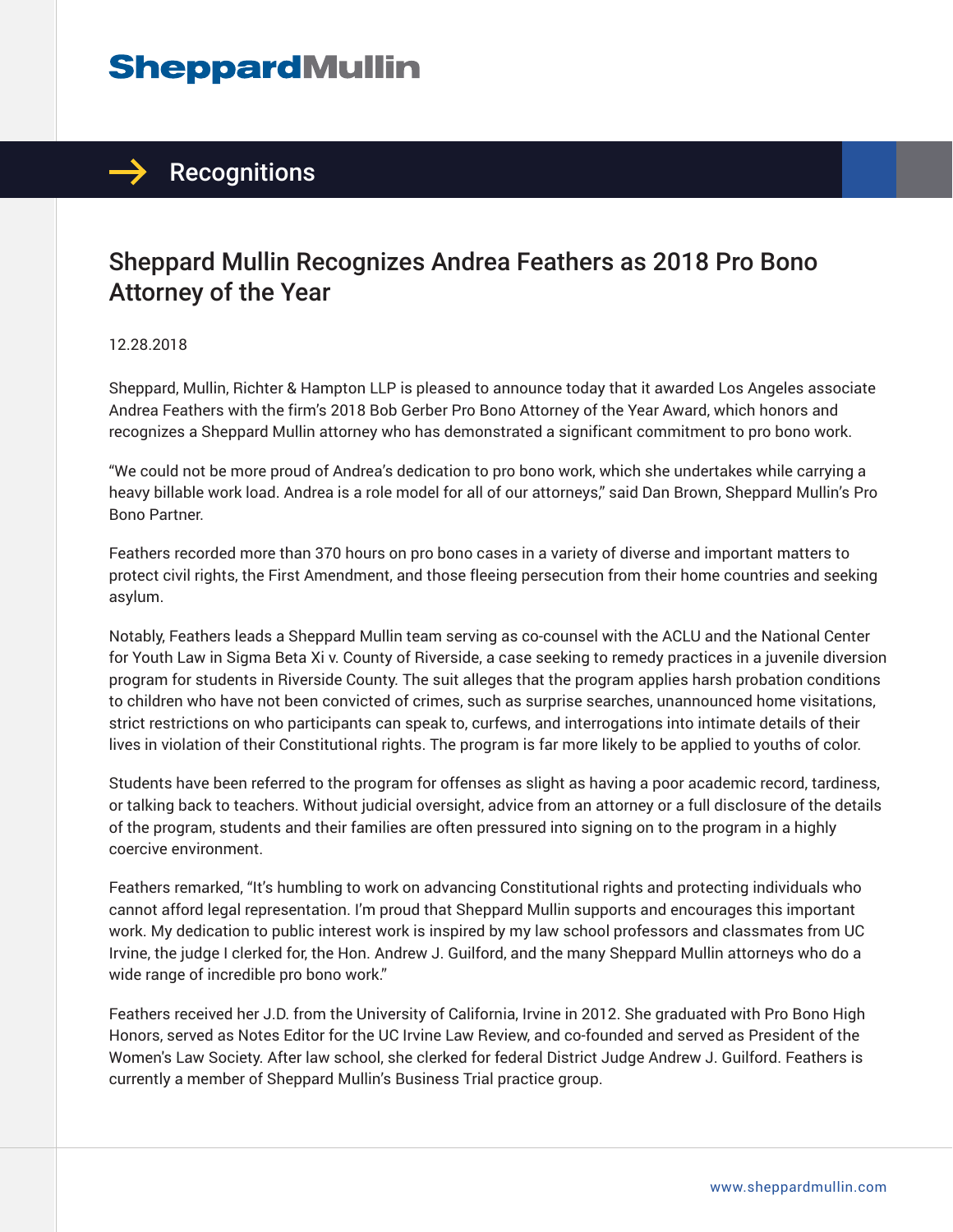# Sheppard Mullin

## Recognitions

# Sheppard Mullin Recognizes Andrea Feathers as 2018 Pro Bono Attorney of the Year

12.28.2018

Sheppard, Mullin, Richter & Hampton LLP is pleased to announce today that it awarded Los Angeles associate Andrea Feathers with the firm's 2018 Bob Gerber Pro Bono Attorney of the Year Award, which honors and recognizes a Sheppard Mullin attorney who has demonstrated a significant commitment to pro bono work.

"We could not be more proud of Andrea's dedication to pro bono work, which she undertakes while carrying a heavy billable work load. Andrea is a role model for all of our attorneys," said Dan Brown, Sheppard Mullin's Pro Bono Partner.

Feathers recorded more than 370 hours on pro bono cases in a variety of diverse and important matters to protect civil rights, the First Amendment, and those fleeing persecution from their home countries and seeking asylum.

Notably, Feathers leads a Sheppard Mullin team serving as co-counsel with the ACLU and the National Center for Youth Law in Sigma Beta Xi v. County of Riverside, a case seeking to remedy practices in a juvenile diversion program for students in Riverside County. The suit alleges that the program applies harsh probation conditions to children who have not been convicted of crimes, such as surprise searches, unannounced home visitations, strict restrictions on who participants can speak to, curfews, and interrogations into intimate details of their lives in violation of their Constitutional rights. The program is far more likely to be applied to youths of color.

Students have been referred to the program for offenses as slight as having a poor academic record, tardiness, or talking back to teachers. Without judicial oversight, advice from an attorney or a full disclosure of the details of the program, students and their families are often pressured into signing on to the program in a highly coercive environment.

Feathers remarked, "It's humbling to work on advancing Constitutional rights and protecting individuals who cannot afford legal representation. I'm proud that Sheppard Mullin supports and encourages this important work. My dedication to public interest work is inspired by my law school professors and classmates from UC Irvine, the judge I clerked for, the Hon. Andrew J. Guilford, and the many Sheppard Mullin attorneys who do a wide range of incredible pro bono work."

Feathers received her J.D. from the University of California, Irvine in 2012. She graduated with Pro Bono High Honors, served as Notes Editor for the UC Irvine Law Review, and co-founded and served as President of the Women's Law Society. After law school, she clerked for federal District Judge Andrew J. Guilford. Feathers is currently a member of Sheppard Mullin's Business Trial practice group.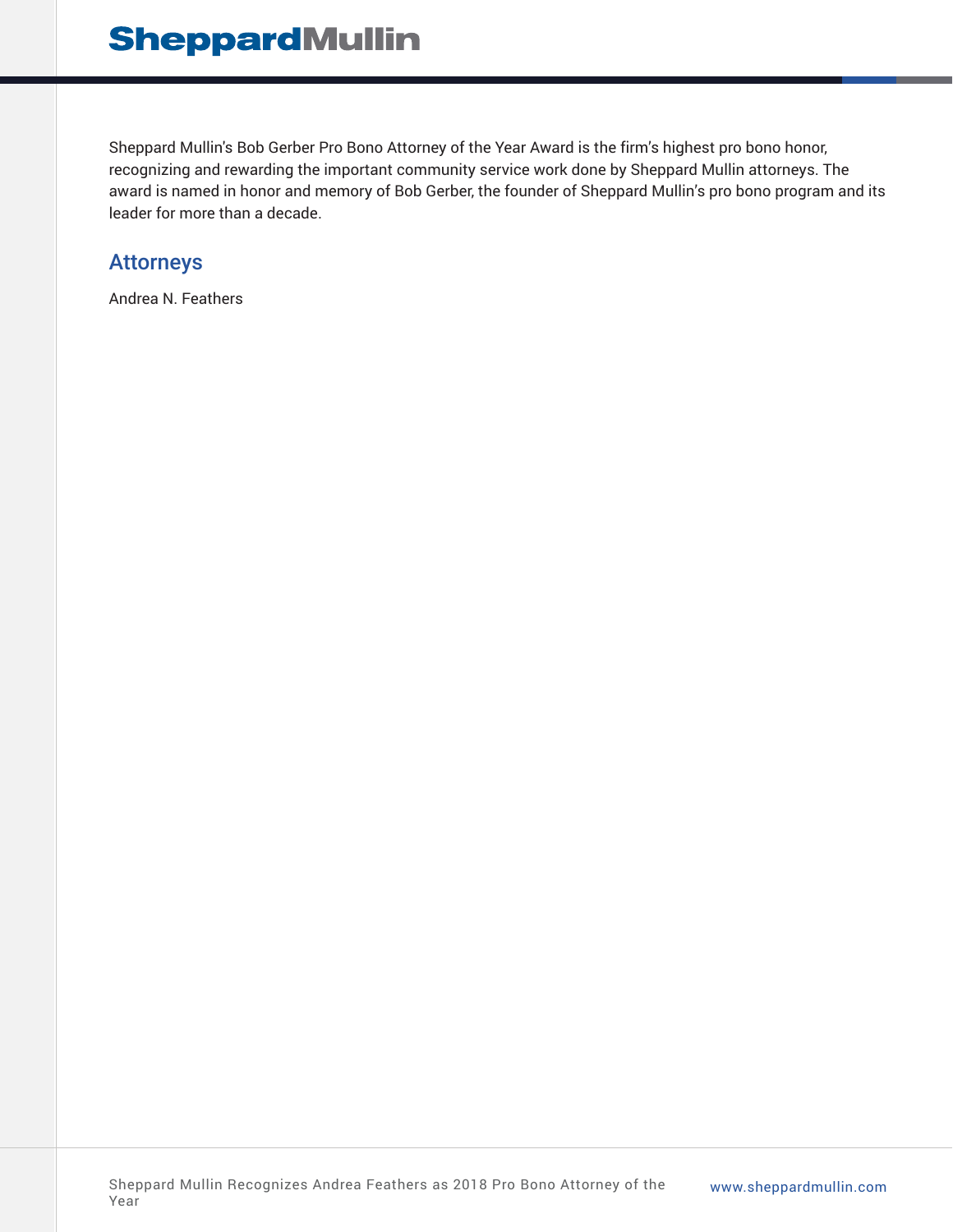Sheppard Mullin's Bob Gerber Pro Bono Attorney of the Year Award is the firm's highest pro bono honor, recognizing and rewarding the important community service work done by Sheppard Mullin attorneys. The award is named in honor and memory of Bob Gerber, the founder of Sheppard Mullin's pro bono program and its leader for more than a decade.

## Attorneys

Andrea N. Feathers